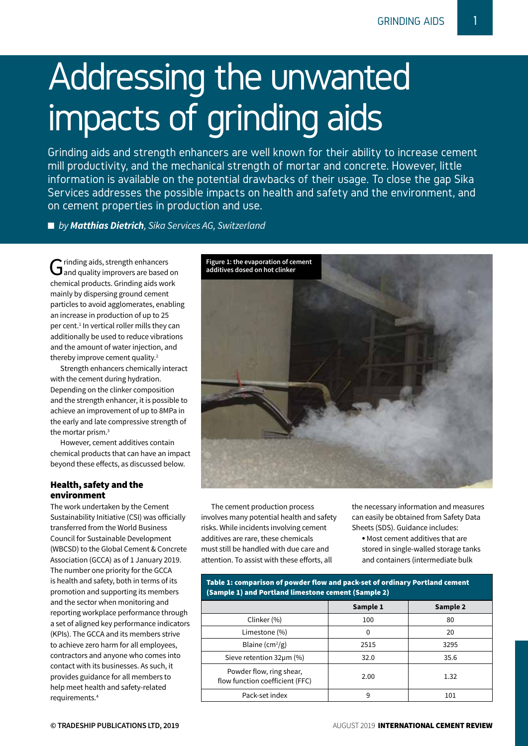# Addressing the unwanted impacts of grinding aids

Grinding aids and strength enhancers are well known for their ability to increase cement mill productivity, and the mechanical strength of mortar and concrete. However, little information is available on the potential drawbacks of their usage. To close the gap Sika Services addresses the possible impacts on health and safety and the environment, and on cement properties in production and use.

■ *by **Matthias Dietrich**, Sika Services AG, Switzerland*

Grinding aids, strength enhancers and quality improvers are based on chemical products. Grinding aids work mainly by dispersing ground cement particles to avoid agglomerates, enabling an increase in production of up to 25 per cent.[1] In vertical roller mills they can additionally be used to reduce vibrations and the amount of water injection, and thereby improve cement quality.[2]

Strength enhancers chemically interact with the cement during hydration. Depending on the clinker composition and the strength enhancer, it is possible to achieve an improvement of up to 8MPa in the early and late compressive strength of the mortar prism.[3]

However, cement additives contain chemical products that can have an impact beyond these effects, as discussed below.

## Health, safety and the environment

The work undertaken by the Cement Sustainability Initiative (CSI) was officially transferred from the World Business Council for Sustainable Development (WBCSD) to the Global Cement & Concrete Association (GCCA) as of 1 January 2019. The number one priority for the GCCA is health and safety, both in terms of its promotion and supporting its members and the sector when monitoring and reporting workplace performance through a set of aligned key performance indicators (KPIs). The GCCA and its members strive to achieve zero harm for all employees, contractors and anyone who comes into contact with its businesses. As such, it provides guidance for all members to help meet health and safety-related requirements.[4]

Figure 1: the evaporation of cement additives dosed on hot clinker

The cement production process involves many potential health and safety risks. While incidents involving cement additives are rare, these chemicals must still be handled with due care and attention. To assist with these efforts, all the necessary information and measures can easily be obtained from Safety Data Sheets (SDS). Guidance includes:

- Most cement additives that are stored in single-walled storage tanks and containers (intermediate bulk

**Table 1: comparison of powder flow and pack-set of ordinary Portland cement (Sample 1) and Portland limestone cement (Sample 2)**

| | Sample 1 | Sample 2 |
|---|---|---|
| Clinker (%) | 100 | 80 |
| Limestone (%) | 0 | 20 |
| Blaine (cm$^2$/g) | 2515 | 3295 |
| Sieve retention 32µm (%) | 32.0 | 35.6 |
| Powder flow, ring shear, flow function coefficient (FFC) | 2.00 | 1.32 |
| Pack-set index | 9 | 101 |

© TRADESHIP PUBLICATIONS LTD, 2019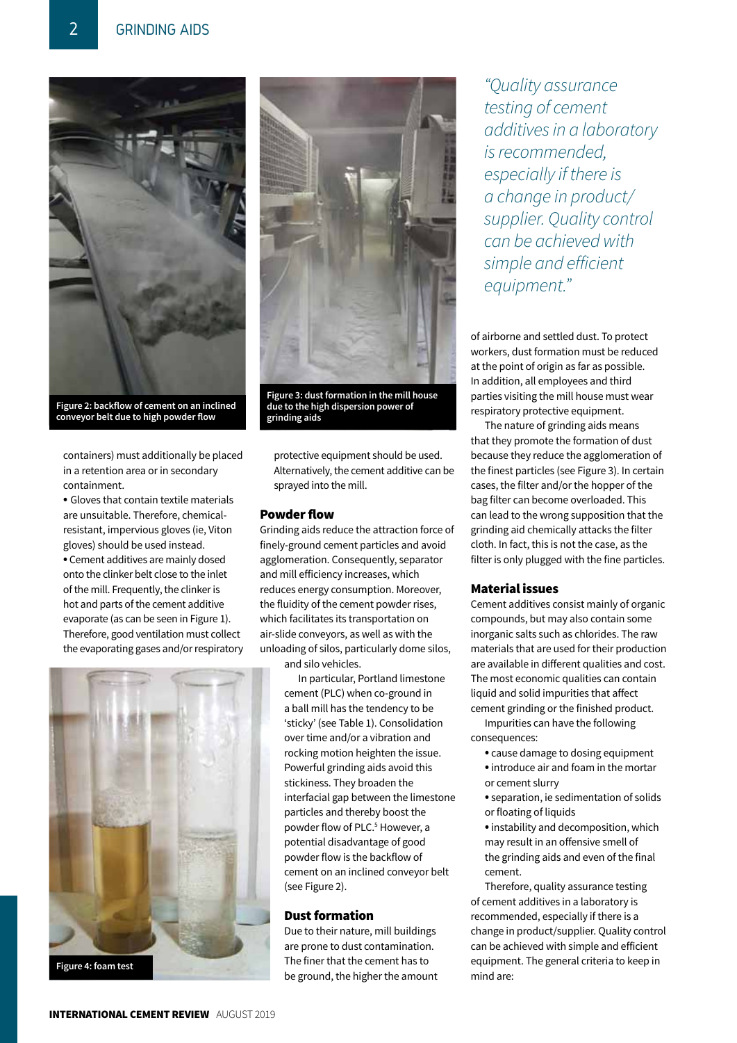containers) must additionally be placed in a retention area or in secondary containment.

- Gloves that contain textile materials are unsuitable. Therefore, chemical-resistant, impervious gloves (ie, Viton gloves) should be used instead.
- Cement additives are mainly dosed onto the clinker belt close to the inlet of the mill. Frequently, the clinker is hot and parts of the cement additive evaporate (as can be seen in Figure 1). Therefore, good ventilation must collect the evaporating gases and/or respiratory protective equipment should be used. Alternatively, the cement additive can be sprayed into the mill.

Figure 2: backflow of cement on an inclined conveyor belt due to high powder flow

Figure 3: dust formation in the mill house due to the high dispersion power of grinding aids

Figure 4: foam test

## Powder flow

Grinding aids reduce the attraction force of finely-ground cement particles and avoid agglomeration. Consequently, separator and mill efficiency increases, which reduces energy consumption. Moreover, the fluidity of the cement powder rises, which facilitates its transportation on air-slide conveyors, as well as with the unloading of silos, particularly dome silos, and silo vehicles.

In particular, Portland limestone cement (PLC) when co-ground in a ball mill has the tendency to be 'sticky' (see Table 1). Consolidation over time and/or a vibration and rocking motion heighten the issue. Powerful grinding aids avoid this stickiness. They broaden the interfacial gap between the limestone particles and thereby boost the powder flow of PLC.[5] However, a potential disadvantage of good powder flow is the backflow of cement on an inclined conveyor belt (see Figure 2).

## Dust formation

Due to their nature, mill buildings are prone to dust contamination. The finer that the cement has to be ground, the higher the amount of airborne and settled dust. To protect workers, dust formation must be reduced at the point of origin as far as possible. In addition, all employees and third parties visiting the mill house must wear respiratory protective equipment.

The nature of grinding aids means that they promote the formation of dust because they reduce the agglomeration of the finest particles (see Figure 3). In certain cases, the filter and/or the hopper of the bag filter can become overloaded. This can lead to the wrong supposition that the grinding aid chemically attacks the filter cloth. In fact, this is not the case, as the filter is only plugged with the fine particles.

*"Quality assurance testing of cement additives in a laboratory is recommended, especially if there is a change in product/supplier. Quality control can be achieved with simple and efficient equipment."*

## Material issues

Cement additives consist mainly of organic compounds, but may also contain some inorganic salts such as chlorides. The raw materials that are used for their production are available in different qualities and cost. The most economic qualities can contain liquid and solid impurities that affect cement grinding or the finished product.

Impurities can have the following consequences:

- cause damage to dosing equipment
- introduce air and foam in the mortar or cement slurry
- separation, ie sedimentation of solids or floating of liquids
- instability and decomposition, which may result in an offensive smell of the grinding aids and even of the final cement.

Therefore, quality assurance testing of cement additives in a laboratory is recommended, especially if there is a change in product/supplier. Quality control can be achieved with simple and efficient equipment. The general criteria to keep in mind are: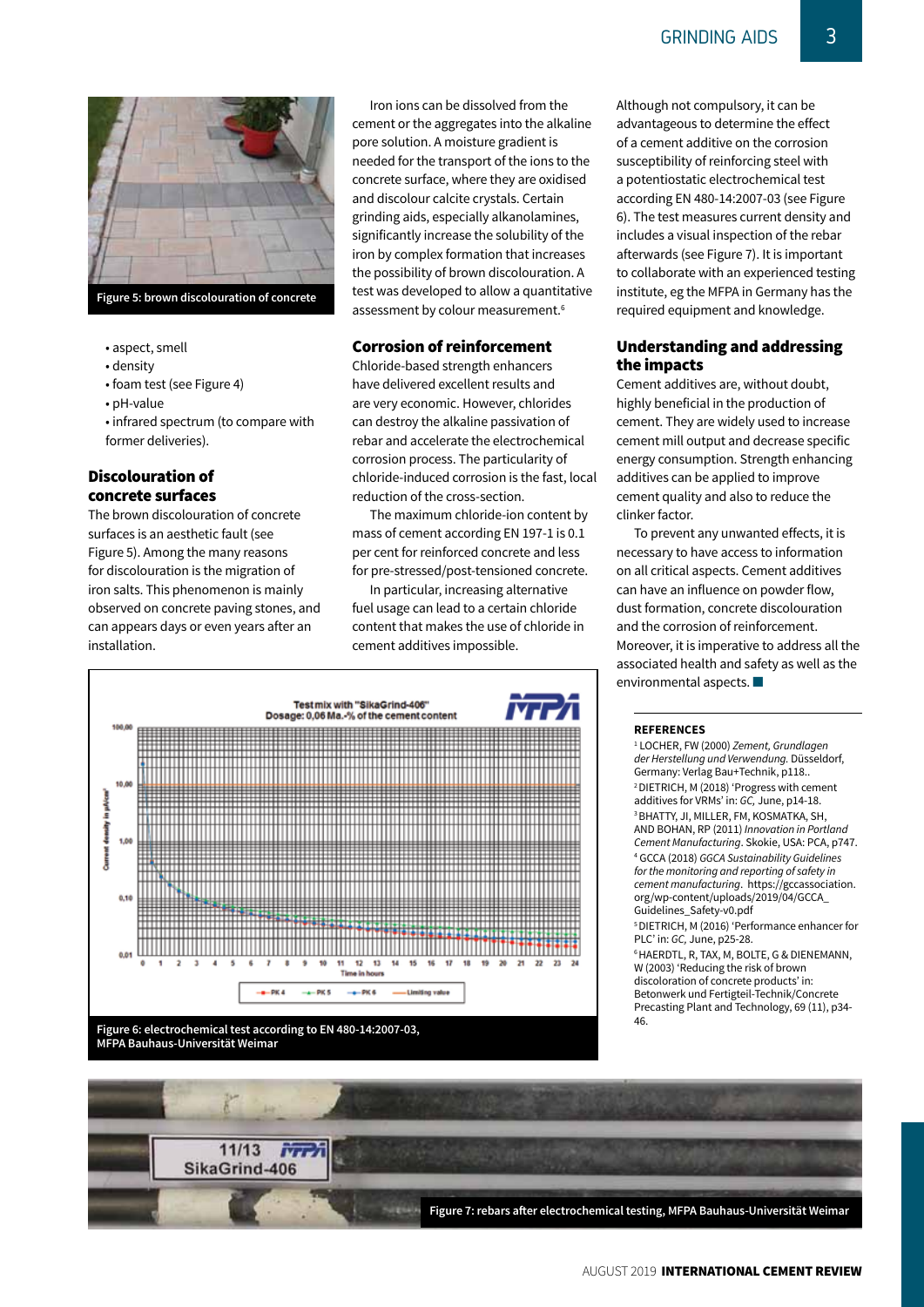Figure 5: brown discolouration of concrete

- aspect, smell
- density
- foam test (see Figure 4)
- pH-value
- infrared spectrum (to compare with former deliveries).

## Discolouration of concrete surfaces

The brown discolouration of concrete surfaces is an aesthetic fault (see Figure 5). Among the many reasons for discolouration is the migration of iron salts. This phenomenon is mainly observed on concrete paving stones, and can appears days or even years after an installation.

Iron ions can be dissolved from the cement or the aggregates into the alkaline pore solution. A moisture gradient is needed for the transport of the ions to the concrete surface, where they are oxidised and discolour calcite crystals. Certain grinding aids, especially alkanolamines, significantly increase the solubility of the iron by complex formation that increases the possibility of brown discolouration. A test was developed to allow a quantitative assessment by colour measurement.[6]

## Corrosion of reinforcement

Chloride-based strength enhancers have delivered excellent results and are very economic. However, chlorides can destroy the alkaline passivation of rebar and accelerate the electrochemical corrosion process. The particularity of chloride-induced corrosion is the fast, local reduction of the cross-section.

The maximum chloride-ion content by mass of cement according EN 197-1 is 0.1 per cent for reinforced concrete and less for pre-stressed/post-tensioned concrete.

In particular, increasing alternative fuel usage can lead to a certain chloride content that makes the use of chloride in cement additives impossible.

Test mix with "SikaGrind-406"
Dosage: 0,06 Ma.-% of the cement content
MFPA
Current density in µA/cm²
100,00
10,00
1,00
0,10
0,01
0 1 2 3 4 5 6 7 8 9 10 11 12 13 14 15 16 17 18 19 20 21 22 23 24
Time in hours
PK 4 PK 5 PK 6 Limiting value

Figure 6: electrochemical test according to EN 480-14:2007-03, MFPA Bauhaus-Universität Weimar

Although not compulsory, it can be advantageous to determine the effect of a cement additive on the corrosion susceptibility of reinforcing steel with a potentiostatic electrochemical test according EN 480-14:2007-03 (see Figure 6). The test measures current density and includes a visual inspection of the rebar afterwards (see Figure 7). It is important to collaborate with an experienced testing institute, eg the MFPA in Germany has the required equipment and knowledge.

## Understanding and addressing the impacts

Cement additives are, without doubt, highly beneficial in the production of cement. They are widely used to increase cement mill output and decrease specific energy consumption. Strength enhancing additives can be applied to improve cement quality and also to reduce the clinker factor.

To prevent any unwanted effects, it is necessary to have access to information on all critical aspects. Cement additives can have an influence on powder flow, dust formation, concrete discolouration and the corrosion of reinforcement. Moreover, it is imperative to address all the associated health and safety as well as the environmental aspects. ■

### REFERENCES

[1] LOCHER, FW (2000) *Zement, Grundlagen der Herstellung und Verwendung.* Düsseldorf, Germany: Verlag Bau+Technik, p118..

[2] DIETRICH, M (2018) 'Progress with cement additives for VRMs' in: *GC,* June, p14-18.

[3] BHATTY, JI, MILLER, FM, KOSMATKA, SH, AND BOHAN, RP (2011) *Innovation in Portland Cement Manufacturing*. Skokie, USA: PCA, p747.

[4] GCCA (2018) *GGCA Sustainability Guidelines for the monitoring and reporting of safety in cement manufacturing*. https://gccassociation.org/wp-content/uploads/2019/04/GCCA_Guidelines_Safety-v0.pdf

[5] DIETRICH, M (2016) 'Performance enhancer for PLC' in: *GC,* June, p25-28.

[6] HAERDTL, R, TAX, M, BOLTE, G & DIENEMANN, W (2003) 'Reducing the risk of brown discoloration of concrete products' in: Betonwerk und Fertigteil-Technik/Concrete Precasting Plant and Technology, 69 (11), p34-46.

11/13 MFPA
SikaGrind-406

Figure 7: rebars after electrochemical testing, MFPA Bauhaus-Universität Weimar